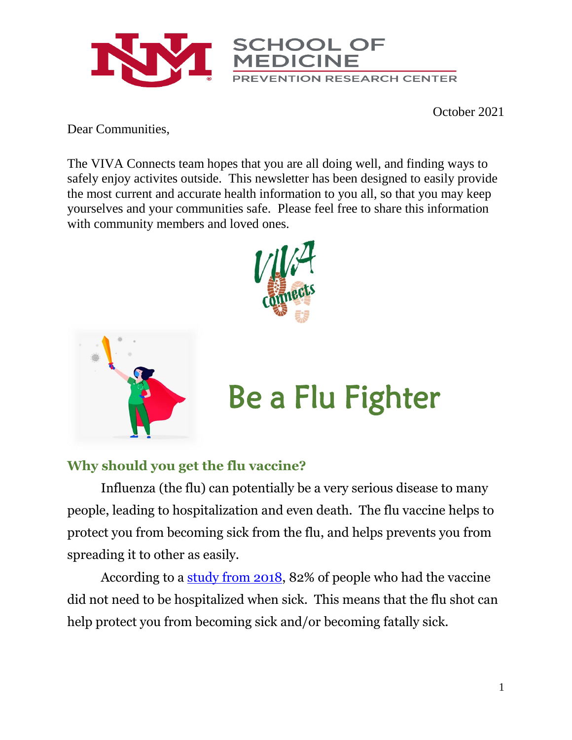SCHOOL OF MEDICINE

PREVENTION RESEARCH CENTER

October 2021

Dear Communities,

The VIVA Connects team hopes that you are all doing well, and finding ways to safely enjoy activites outside. This newsletter has been designed to easily provide the most current and accurate health information to you all, so that you may keep yourselves and your communities safe. Please feel free to share this information with community members and loved ones.

# Be a Flu Fighter

## Why should you get the flu vaccine?

Influenza (the flu) can potentially be a very serious disease to many people, leading to hospitalization and even death. The flu vaccine helps to protect you from becoming sick from the flu, and helps prevents you from spreading it to other as easily.

According to a [study from 2018](), 82% of people who had the vaccine did not need to be hospitalized when sick. This means that the flu shot can help protect you from becoming sick and/or becoming fatally sick.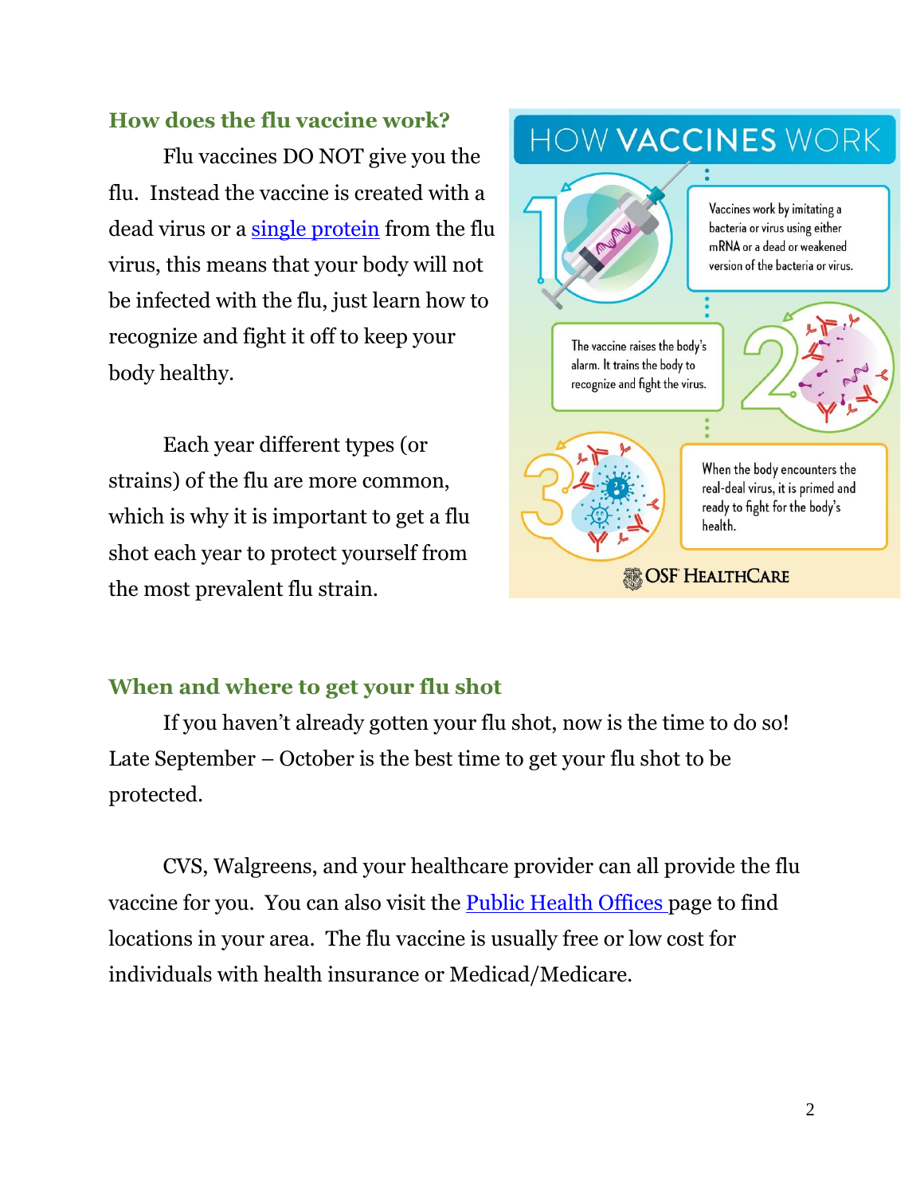## How does the flu vaccine work?

Flu vaccines DO NOT give you the flu. Instead the vaccine is created with a dead virus or a single protein from the flu virus, this means that your body will not be infected with the flu, just learn how to recognize and fight it off to keep your body healthy.

Each year different types (or strains) of the flu are more common, which is why it is important to get a flu shot each year to protect yourself from the most prevalent flu strain.

**HOW VACCINES WORK**

1. Vaccines work by imitating a bacteria or virus using either mRNA or a dead or weakened version of the bacteria or virus.
2. The vaccine raises the body's alarm. It trains the body to recognize and fight the virus.
3. When the body encounters the real-deal virus, it is primed and ready to fight for the body's health.

OSF HealthCare

## When and where to get your flu shot

If you haven't already gotten your flu shot, now is the time to do so! Late September – October is the best time to get your flu shot to be protected.

CVS, Walgreens, and your healthcare provider can all provide the flu vaccine for you. You can also visit the Public Health Offices page to find locations in your area. The flu vaccine is usually free or low cost for individuals with health insurance or Medicad/Medicare.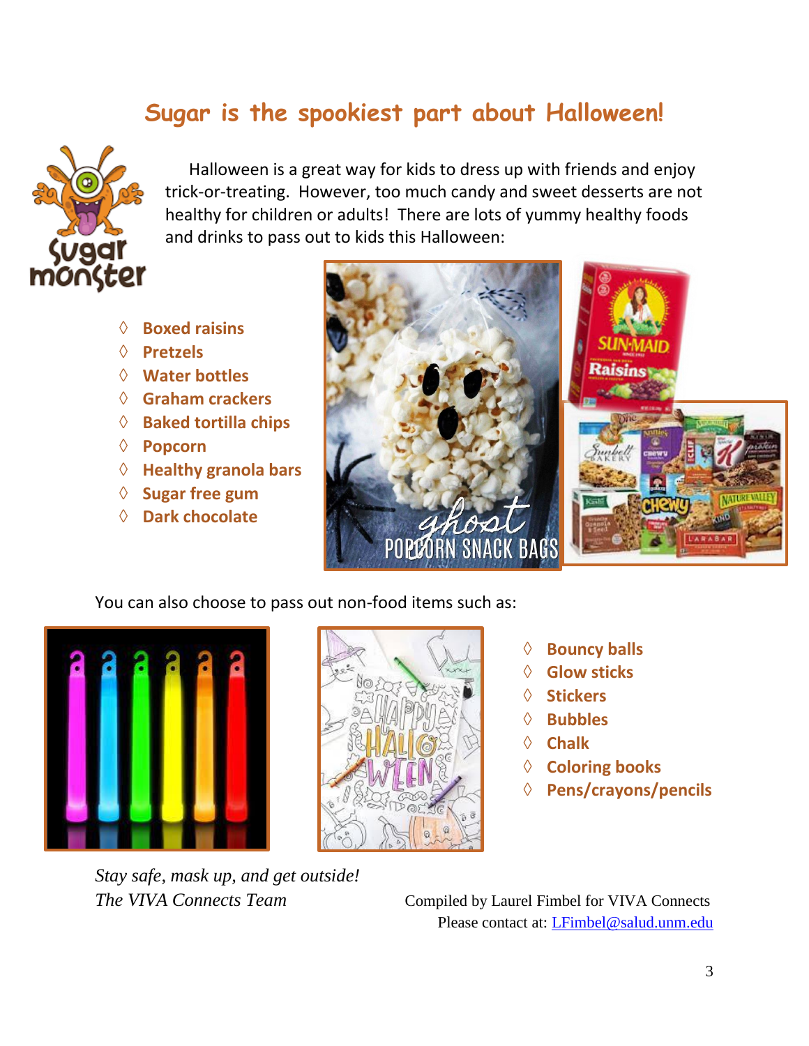## Sugar is the spookiest part about Halloween!

Halloween is a great way for kids to dress up with friends and enjoy trick-or-treating. However, too much candy and sweet desserts are not healthy for children or adults! There are lots of yummy healthy foods and drinks to pass out to kids this Halloween:

- **Boxed raisins**
- **Pretzels**
- **Water bottles**
- **Graham crackers**
- **Baked tortilla chips**
- **Popcorn**
- **Healthy granola bars**
- **Sugar free gum**
- **Dark chocolate**

You can also choose to pass out non-food items such as:

- **Bouncy balls**
- **Glow sticks**
- **Stickers**
- **Bubbles**
- **Chalk**
- **Coloring books**
- **Pens/crayons/pencils**

*Stay safe, mask up, and get outside!*
*The VIVA Connects Team*

Compiled by Laurel Fimbel for VIVA Connects
Please contact at: LFimbel@salud.unm.edu